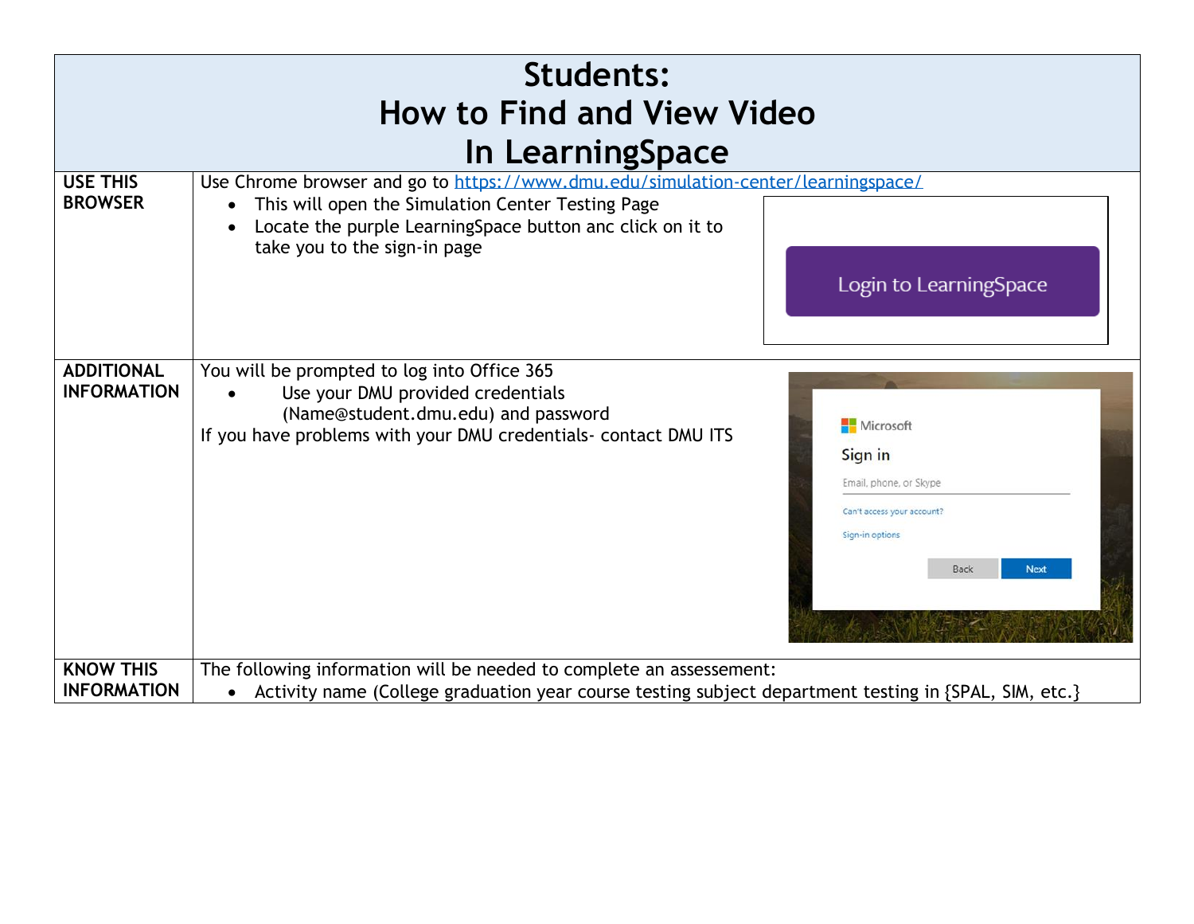# Students:
# How to Find and View Video
# In LearningSpace

| | |
|---|---|
| **USE THIS BROWSER** | Use Chrome browser and go to https://www.dmu.edu/simulation-center/learningspace/<br>• This will open the Simulation Center Testing Page<br>• Locate the purple LearningSpace button anc click on it to take you to the sign-in page<br>Login to LearningSpace |
| **ADDITIONAL INFORMATION** | You will be prompted to log into Office 365<br>• Use your DMU provided credentials (Name@student.dmu.edu) and password<br>If you have problems with your DMU credentials- contact DMU ITS<br>Microsoft<br>Sign in<br>Email, phone, or Skype<br>Can't access your account?<br>Sign-in options<br>Back Next |
| **KNOW THIS INFORMATION** | The following information will be needed to complete an assessement:<br>• Activity name (College graduation year course testing subject department testing in {SPAL, SIM, etc.} |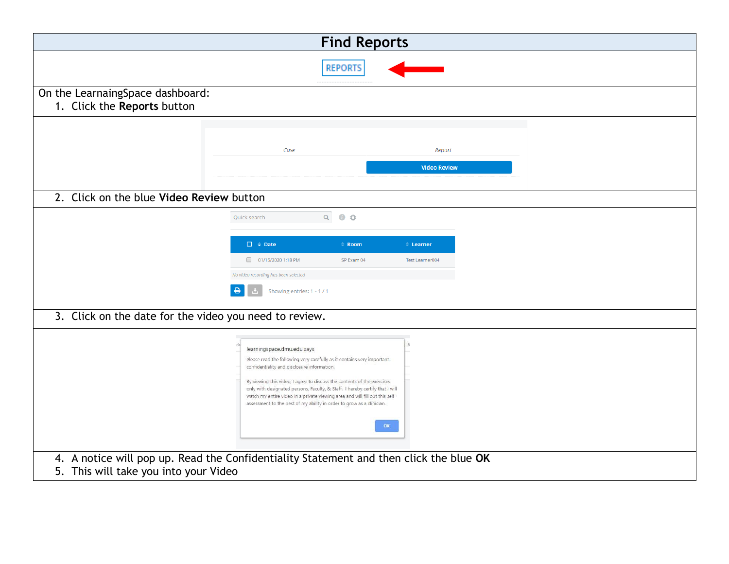# Find Reports

REPORTS

On the LearnaingSpace dashboard:

1. Click the **Reports** button

Case | Report

Video Review

2. Click on the blue **Video Review** button

Quick search

| Date | Room | Learner |
|---|---|---|
| 01/15/2020 1:18 PM | SP Exam 04 | Test Learner004 |

No video recording has been selected

Showing entries: 1 - 1 / 1

3. Click on the date for the video you need to review.

learningspace.dmu.edu says

Please read the following very carefully as it contains very important confidentiality and disclosure information.

By viewing this video, I agree to discuss the contents of the exercises only with designated persons, Faculty, & Staff. I hereby certify that I will watch my entire video in a private viewing area and will fill out this self-assessment to the best of my ability in order to grow as a clinician.

OK

4. A notice will pop up. Read the Confidentiality Statement and then click the blue **OK**
5. This will take you into your Video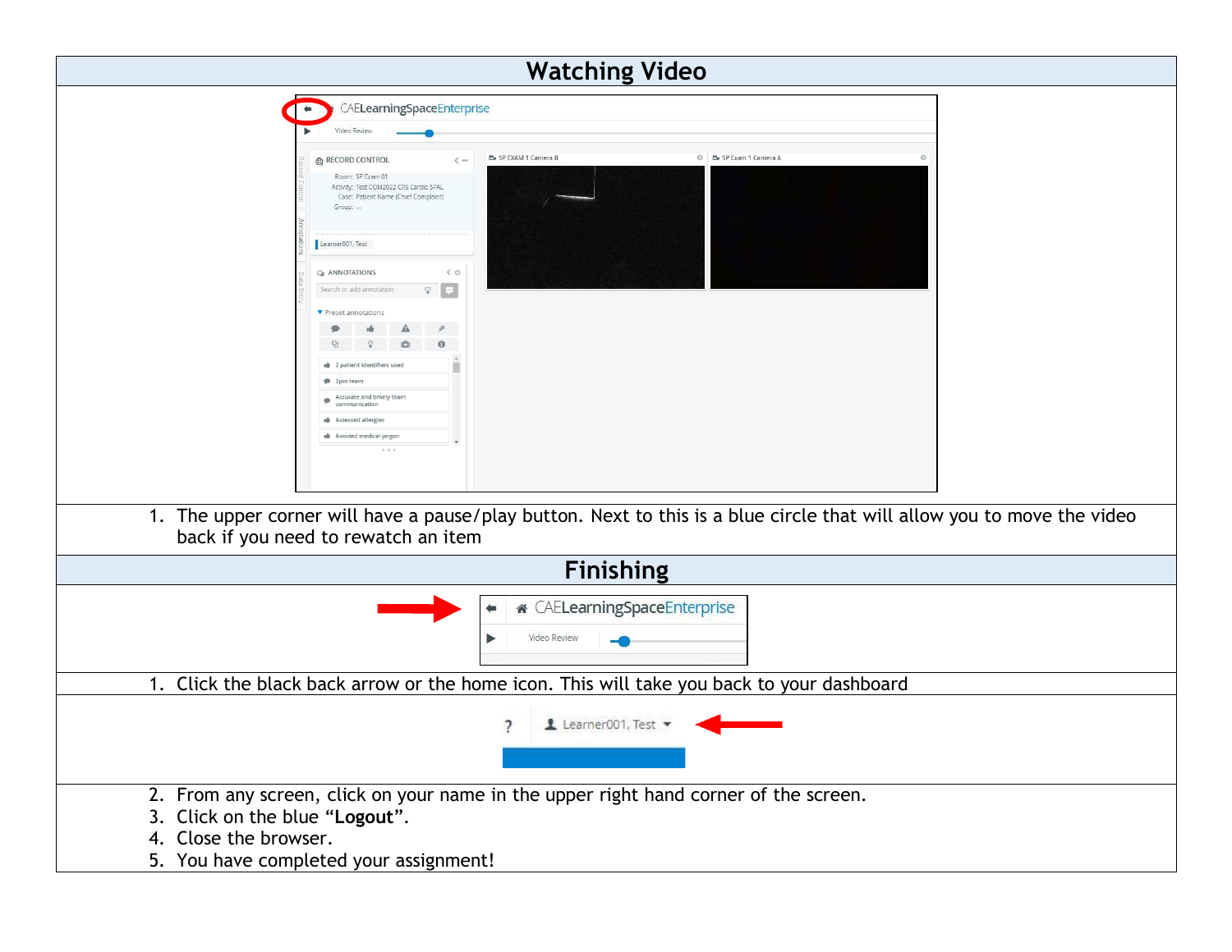## Watching Video

1. The upper corner will have a pause/play button. Next to this is a blue circle that will allow you to move the video back if you need to rewatch an item

## Finishing

1. Click the black back arrow or the home icon. This will take you back to your dashboard

2. From any screen, click on your name in the upper right hand corner of the screen.
3. Click on the blue **"Logout"**.
4. Close the browser.
5. You have completed your assignment!